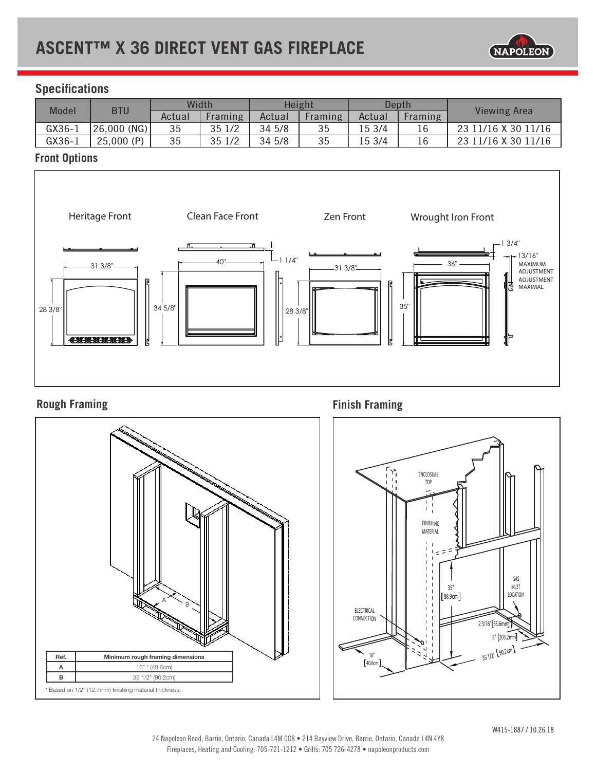# ASCENT™ X 36 DIRECT VENT GAS FIREPLACE

## Specifications

| Model | BTU | Width | | Height | | Depth | | Viewing Area |
|---|---|---|---|---|---|---|---|---|
| | | Actual | Framing | Actual | Framing | Actual | Framing | |
| GX36-1 | 26,000 (NG) | 35 | 35 1/2 | 34 5/8 | 35 | 15 3/4 | 16 | 23 11/16 X 30 11/16 |
| GX36-1 | 25,000 (P) | 35 | 35 1/2 | 34 5/8 | 35 | 15 3/4 | 16 | 23 11/16 X 30 11/16 |

## Front Options

Heritage Front — 31 3/8", 28 3/8"

Clean Face Front — 40", 34 5/8", 1 1/4"

Zen Front — 31 3/8", 28 3/8"

Wrought Iron Front — 36", 35", 1 3/4", 13/16" MAXIMUM ADJUSTMENT / ADJUSTMENT MAXIMAL

## Rough Framing

| Ref. | Minimum rough framing dimensions |
|---|---|
| A | 16" * (40.6cm) |
| B | 35 1/2" (90.2cm) |

* Based on 1/2" (12.7mm) finishing material thickness.

## Finish Framing

ENCLOSURE TOP

FINISHING MATERIAL

35" [88.9cm]

GAS INLET LOCATION

ELECTRICAL CONNECTION

2 3/16" [55.6mm]

8" [203.2mm]

16" [40.6cm]

35 1/2" [90.2cm]

W415-1887 / 10.26.18

24 Napoleon Road, Barrie, Ontario, Canada L4M 0G8 • 214 Bayview Drive, Barrie, Ontario, Canada L4N 4Y8
Fireplaces, Heating and Cooling: 705-721-1212 • Grills: 705 726-4278 • napoleonproducts.com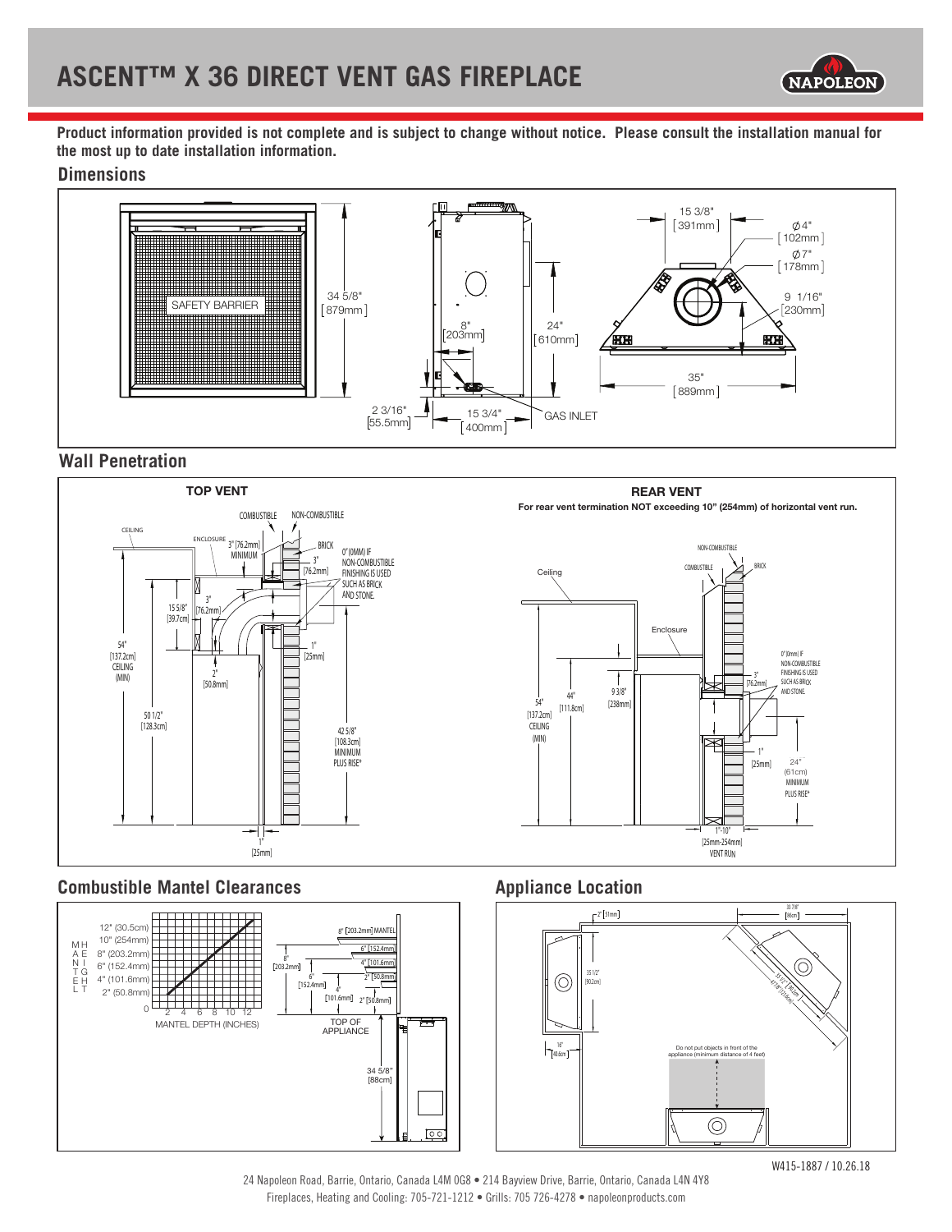# ASCENT™ X 36 DIRECT VENT GAS FIREPLACE

**Product information provided is not complete and is subject to change without notice. Please consult the installation manual for the most up to date installation information.**

## Dimensions

SAFETY BARRIER

34 5/8" [879mm]

8" [203mm]

24" [610mm]

2 3/16" [55.5mm]

15 3/4" [400mm]

GAS INLET

15 3/8" [391mm]

Ø 4" [102mm]

Ø 7" [178mm]

9 1/16" [230mm]

35" [889mm]

## Wall Penetration

### TOP VENT

CEILING

ENCLOSURE

COMBUSTIBLE

NON-COMBUSTIBLE

3" [76.2mm] MINIMUM

BRICK

3" [76.2mm]

0" (0MM) IF NON-COMBUSTIBLE FINISHING IS USED SUCH AS BRICK AND STONE.

15 5/8" [39.7cm]

3" [76.2mm]

54" [137.2cm] CEILING (MIN)

2" [50.8mm]

1" [25mm]

50 1/2" [128.3cm]

42 5/8" [108.3cm] MINIMUM PLUS RISE*

1" [25mm]

### REAR VENT

**For rear vent termination NOT exceeding 10" (254mm) of horizontal vent run.**

Ceiling

NON-COMBUSTIBLE

COMBUSTIBLE

BRICK

Enclosure

0" (0mm) IF NON-COMBUSTIBLE FINISHING IS USED SUCH AS BRICK AND STONE.

3" [76.2mm]

9 3/8" [238mm]

44" [111.8cm]

54" [137.2cm] CEILING (MIN)

1" [25mm]

24" (61cm) MINIMUM PLUS RISE*

1"-10" [25mm-254mm] VENT RUN

## Combustible Mantel Clearances

MANTEL HEIGHT: 12" (30.5cm), 10" (254mm), 8" (203.2mm), 6" (152.4mm), 4" (101.6mm), 2" (50.8mm), 0

MANTEL DEPTH (INCHES): 2, 4, 6, 8, 10, 12

8" [203.2mm] MANTEL

6" [152.4mm]

4" [101.6mm]

2" [50.8mm]

8" [203.2mm]

6" [152.4mm]

4" [101.6mm]

2" [50.8mm]

TOP OF APPLIANCE

34 5/8" [88cm]

## Appliance Location

2" [51mm]

33 7/8" [86cm]

35 1/2" [90.2cm]

35 1/2" [90.2cm]

47 7/8" [121.6cm]

16" [40.6cm]

Do not put objects in front of the appliance (minimum distance of 4 feet)

W415-1887 / 10.26.18

24 Napoleon Road, Barrie, Ontario, Canada L4M 0G8 • 214 Bayview Drive, Barrie, Ontario, Canada L4N 4Y8
Fireplaces, Heating and Cooling: 705-721-1212 • Grills: 705 726-4278 • napoleonproducts.com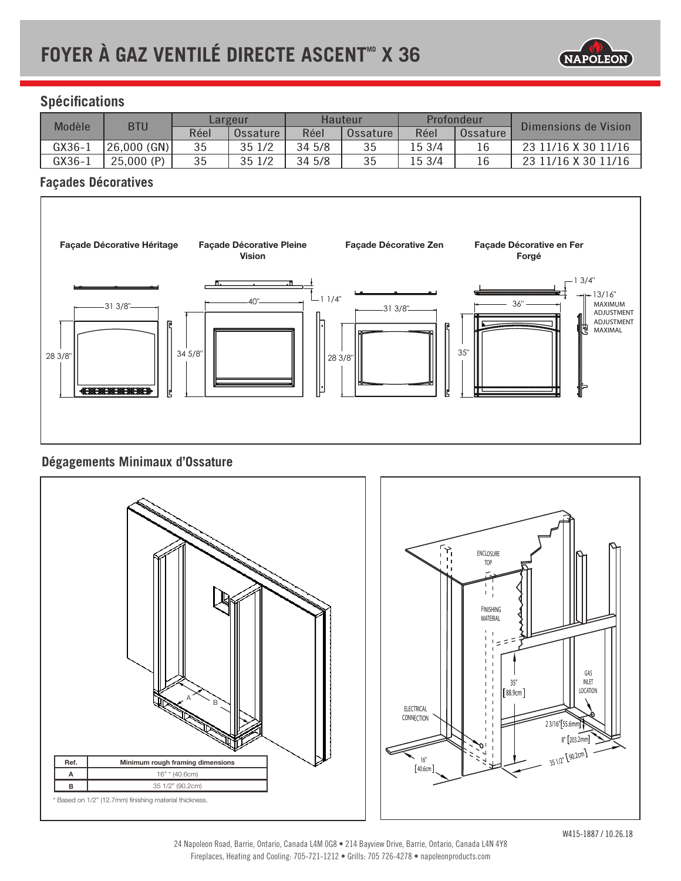# FOYER À GAZ VENTILÉ DIRECTE ASCENT[MD] X 36

## Spécifications

| Modèle | BTU | Largeur | | Hauteur | | Profondeur | | Dimensions de Vision |
|---|---|---|---|---|---|---|---|---|
| | | Réel | Ossature | Réel | Ossature | Réel | Ossature | |
| GX36-1 | 26,000 (GN) | 35 | 35 1/2 | 34 5/8 | 35 | 15 3/4 | 16 | 23 11/16 X 30 11/16 |
| GX36-1 | 25,000 (P) | 35 | 35 1/2 | 34 5/8 | 35 | 15 3/4 | 16 | 23 11/16 X 30 11/16 |

## Façades Décoratives

**Façade Décorative Héritage** — 31 3/8" × 28 3/8"

**Façade Décorative Pleine Vision** — 40" × 34 5/8" ; 1 1/4"

**Façade Décorative Zen** — 31 3/8" × 28 3/8"

**Façade Décorative en Fer Forgé** — 36" × 35" ; 1 3/4" ; 13/16" MAXIMUM ADJUSTMENT / ADJUSTMENT MAXIMAL

## Dégagements Minimaux d'Ossature

| Ref. | Minimum rough framing dimensions |
|---|---|
| A | 16" * (40.6cm) |
| B | 35 1/2" (90.2cm) |

\* Based on 1/2" (12.7mm) finishing material thickness.

ENCLOSURE TOP

FINISHING MATERIAL

ELECTRICAL CONNECTION

GAS INLET LOCATION

35" [88.9cm]

2 3/16" [55.6mm]

8" [203.2mm]

35 1/2" [90.2cm]

16" [40.6cm]

W415-1887 / 10.26.18

24 Napoleon Road, Barrie, Ontario, Canada L4M 0G8 • 214 Bayview Drive, Barrie, Ontario, Canada L4N 4Y8
Fireplaces, Heating and Cooling: 705-721-1212 • Grills: 705 726-4278 • napoleonproducts.com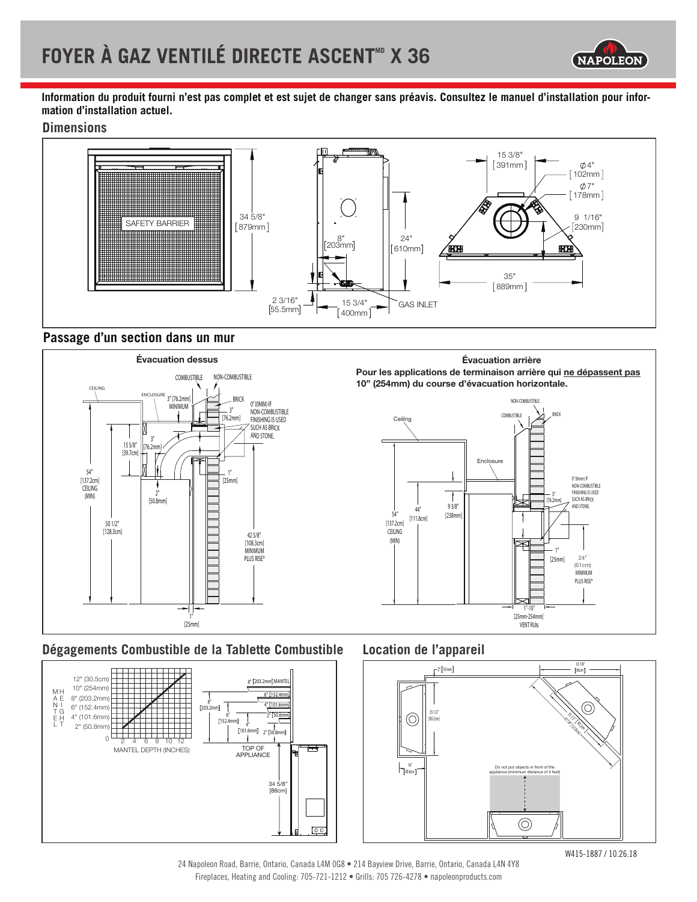# FOYER À GAZ VENTILÉ DIRECTE ASCENT[MD] X 36

**Information du produit fourni n'est pas complet et est sujet de changer sans préavis. Consultez le manuel d'installation pour information d'installation actuel.**

## Dimensions

SAFETY BARRIER

34 5/8" [879mm]

8" [203mm]

24" [610mm]

2 3/16" [55.5mm]

15 3/4" [400mm]

GAS INLET

15 3/8" [391mm]

Ø4" [102mm]

Ø7" [178mm]

9 1/16" [230mm]

35" [889mm]

## Passage d'un section dans un mur

### Évacuation dessus

CEILING

ENCLOSURE

COMBUSTIBLE

NON-COMBUSTIBLE

3" [76.2mm] MINIMUM

BRICK

3" [76.2mm]

0" (0MM) IF NON-COMBUSTIBLE FINISHING IS USED SUCH AS BRICK AND STONE.

15 5/8" [39.7cm]

3" [76.2mm]

54" [137.2cm] CEILING (MIN)

2" [50.8mm]

1" [25mm]

50 1/2" [128.3cm]

42 5/8" [108.3cm] MINIMUM PLUS RISE*

1" [25mm]

### Évacuation arrière

**Pour les applications de terminaison arrière qui ne dépassent pas 10" (254mm) du course d'évacuation horizontale.**

NON-COMBUSTIBLE

COMBUSTIBLE

BRICK

Ceiling

Enclosure

0" (0mm) IF NON-COMBUSTIBLE FINISHING IS USED SUCH AS BRICK AND STONE.

3" [76.2mm]

9 3/8" [238mm]

44" [111.8cm]

54" [137.2cm] CEILING (MIN)

1" [25mm]

24" (61cm) MINIMUM PLUS RISE*

1"-10" [25mm-254mm] VENT RUN

## Dégagements Combustible de la Tablette Combustible

MANTEL HEIGHT

12" (30.5cm)

10" (254mm)

8" (203.2mm)

6" (152.4mm)

4" (101.6mm)

2" (50.8mm)

0

2 4 6 8 10 12

MANTEL DEPTH (INCHES)

8" [203.2mm] MANTEL

6" [152.4mm]

4" [101.6mm]

2" [50.8mm]

8" [203.2mm]

6" [152.4mm]

4" [101.6mm]

2" [50.8mm]

TOP OF APPLIANCE

34 5/8" [88cm]

## Location de l'appareil

2" [51mm]

33 7/8" [86cm]

35 1/2" [90.2cm]

35 1/2" [90.2cm]

47 5/8" [121cm]

16" [40.6cm]

Do not put objects in front of the appliance (minimum distance of 4 feet)

W415-1887 / 10.26.18

24 Napoleon Road, Barrie, Ontario, Canada L4M 0G8 • 214 Bayview Drive, Barrie, Ontario, Canada L4N 4Y8
Fireplaces, Heating and Cooling: 705-721-1212 • Grills: 705 726-4278 • napoleonproducts.com